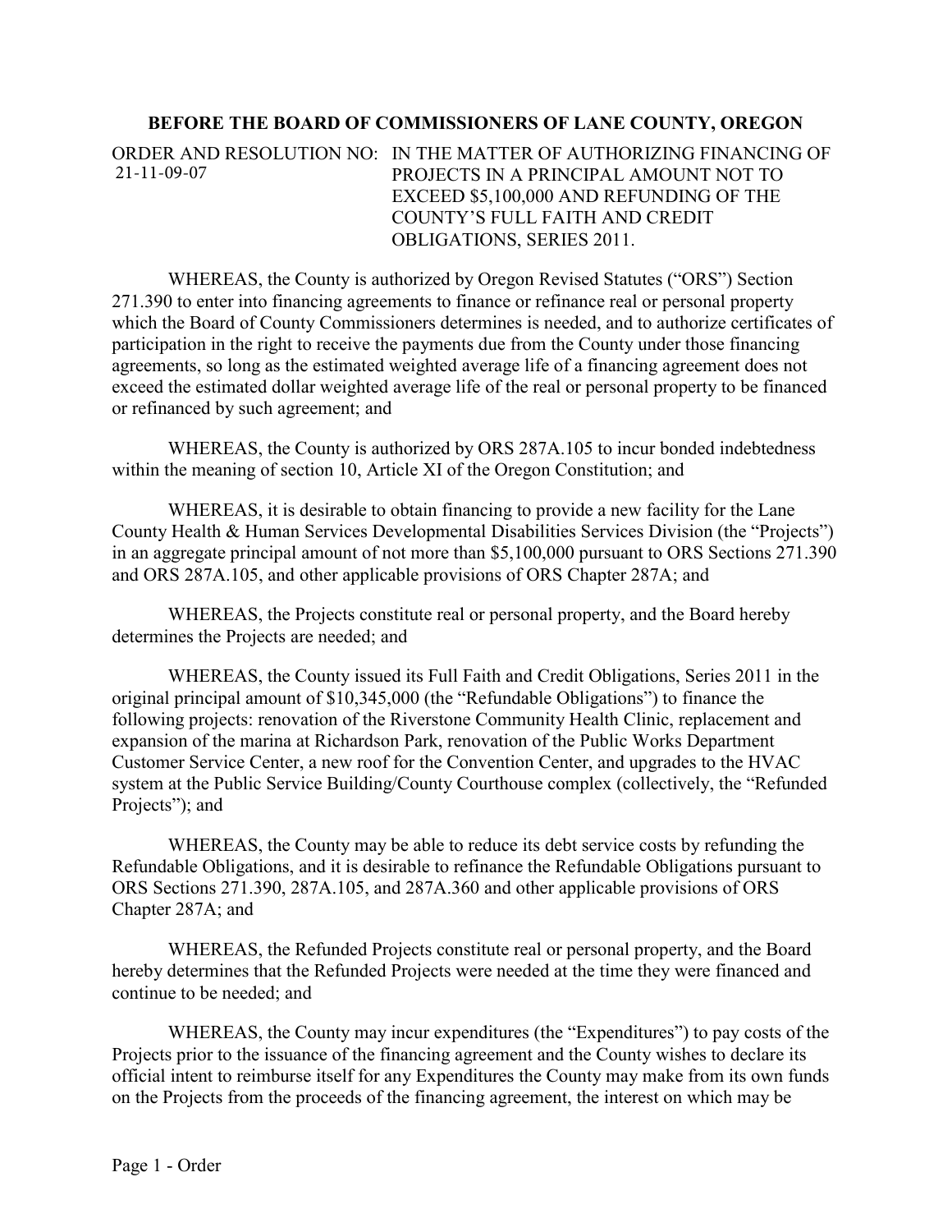**BEFORE THE BOARD OF COMMISSIONERS OF LANE COUNTY, OREGON**

ORDER AND RESOLUTION NO: 21-11-09-07

IN THE MATTER OF AUTHORIZING FINANCING OF PROJECTS IN A PRINCIPAL AMOUNT NOT TO EXCEED $5,100,000 AND REFUNDING OF THE COUNTY'S FULL FAITH AND CREDIT OBLIGATIONS, SERIES 2011.

WHEREAS, the County is authorized by Oregon Revised Statutes ("ORS") Section 271.390 to enter into financing agreements to finance or refinance real or personal property which the Board of County Commissioners determines is needed, and to authorize certificates of participation in the right to receive the payments due from the County under those financing agreements, so long as the estimated weighted average life of a financing agreement does not exceed the estimated dollar weighted average life of the real or personal property to be financed or refinanced by such agreement; and

WHEREAS, the County is authorized by ORS 287A.105 to incur bonded indebtedness within the meaning of section 10, Article XI of the Oregon Constitution; and

WHEREAS, it is desirable to obtain financing to provide a new facility for the Lane County Health & Human Services Developmental Disabilities Services Division (the "Projects") in an aggregate principal amount of not more than $5,100,000 pursuant to ORS Sections 271.390 and ORS 287A.105, and other applicable provisions of ORS Chapter 287A; and

WHEREAS, the Projects constitute real or personal property, and the Board hereby determines the Projects are needed; and

WHEREAS, the County issued its Full Faith and Credit Obligations, Series 2011 in the original principal amount of $10,345,000 (the "Refundable Obligations") to finance the following projects: renovation of the Riverstone Community Health Clinic, replacement and expansion of the marina at Richardson Park, renovation of the Public Works Department Customer Service Center, a new roof for the Convention Center, and upgrades to the HVAC system at the Public Service Building/County Courthouse complex (collectively, the "Refunded Projects"); and

WHEREAS, the County may be able to reduce its debt service costs by refunding the Refundable Obligations, and it is desirable to refinance the Refundable Obligations pursuant to ORS Sections 271.390, 287A.105, and 287A.360 and other applicable provisions of ORS Chapter 287A; and

WHEREAS, the Refunded Projects constitute real or personal property, and the Board hereby determines that the Refunded Projects were needed at the time they were financed and continue to be needed; and

WHEREAS, the County may incur expenditures (the "Expenditures") to pay costs of the Projects prior to the issuance of the financing agreement and the County wishes to declare its official intent to reimburse itself for any Expenditures the County may make from its own funds on the Projects from the proceeds of the financing agreement, the interest on which may be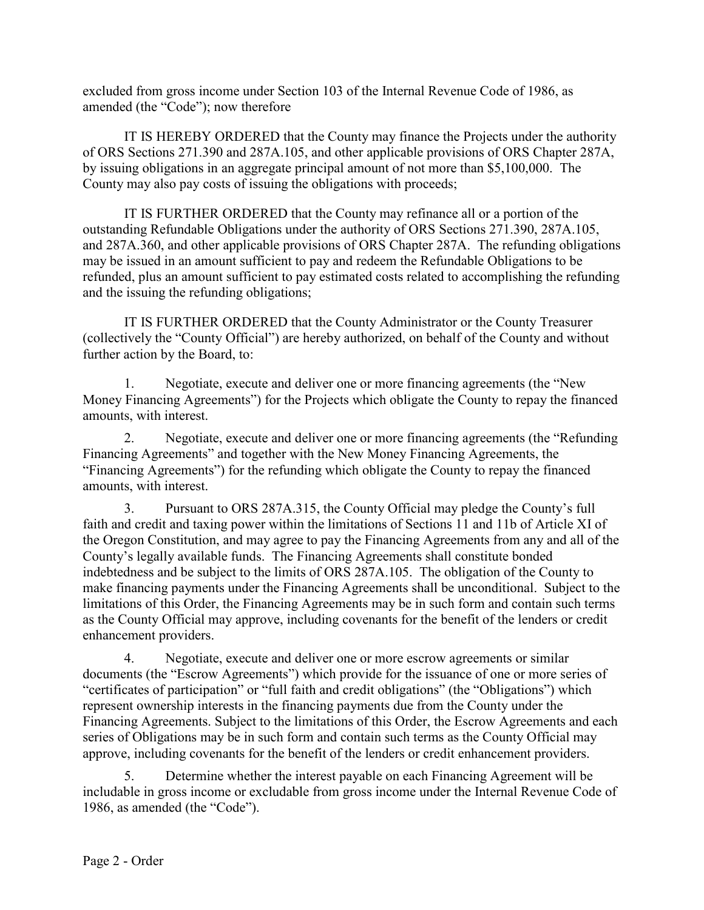excluded from gross income under Section 103 of the Internal Revenue Code of 1986, as amended (the "Code"); now therefore

IT IS HEREBY ORDERED that the County may finance the Projects under the authority of ORS Sections 271.390 and 287A.105, and other applicable provisions of ORS Chapter 287A, by issuing obligations in an aggregate principal amount of not more than $5,100,000. The County may also pay costs of issuing the obligations with proceeds;

IT IS FURTHER ORDERED that the County may refinance all or a portion of the outstanding Refundable Obligations under the authority of ORS Sections 271.390, 287A.105, and 287A.360, and other applicable provisions of ORS Chapter 287A. The refunding obligations may be issued in an amount sufficient to pay and redeem the Refundable Obligations to be refunded, plus an amount sufficient to pay estimated costs related to accomplishing the refunding and the issuing the refunding obligations;

IT IS FURTHER ORDERED that the County Administrator or the County Treasurer (collectively the "County Official") are hereby authorized, on behalf of the County and without further action by the Board, to:

1. Negotiate, execute and deliver one or more financing agreements (the "New Money Financing Agreements") for the Projects which obligate the County to repay the financed amounts, with interest.

2. Negotiate, execute and deliver one or more financing agreements (the "Refunding Financing Agreements" and together with the New Money Financing Agreements, the "Financing Agreements") for the refunding which obligate the County to repay the financed amounts, with interest.

3. Pursuant to ORS 287A.315, the County Official may pledge the County's full faith and credit and taxing power within the limitations of Sections 11 and 11b of Article XI of the Oregon Constitution, and may agree to pay the Financing Agreements from any and all of the County's legally available funds. The Financing Agreements shall constitute bonded indebtedness and be subject to the limits of ORS 287A.105. The obligation of the County to make financing payments under the Financing Agreements shall be unconditional. Subject to the limitations of this Order, the Financing Agreements may be in such form and contain such terms as the County Official may approve, including covenants for the benefit of the lenders or credit enhancement providers.

4. Negotiate, execute and deliver one or more escrow agreements or similar documents (the "Escrow Agreements") which provide for the issuance of one or more series of "certificates of participation" or "full faith and credit obligations" (the "Obligations") which represent ownership interests in the financing payments due from the County under the Financing Agreements. Subject to the limitations of this Order, the Escrow Agreements and each series of Obligations may be in such form and contain such terms as the County Official may approve, including covenants for the benefit of the lenders or credit enhancement providers.

5. Determine whether the interest payable on each Financing Agreement will be includable in gross income or excludable from gross income under the Internal Revenue Code of 1986, as amended (the "Code").

Page 2 - Order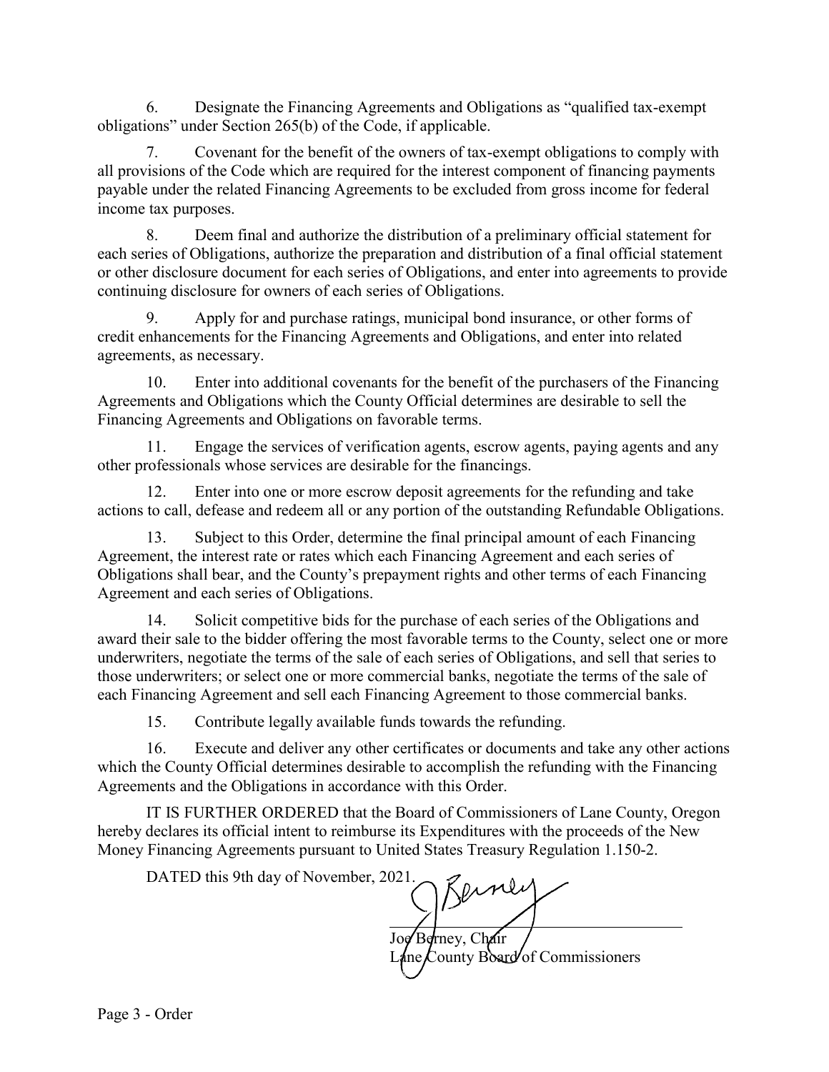6. Designate the Financing Agreements and Obligations as "qualified tax-exempt obligations" under Section 265(b) of the Code, if applicable.

7. Covenant for the benefit of the owners of tax-exempt obligations to comply with all provisions of the Code which are required for the interest component of financing payments payable under the related Financing Agreements to be excluded from gross income for federal income tax purposes.

8. Deem final and authorize the distribution of a preliminary official statement for each series of Obligations, authorize the preparation and distribution of a final official statement or other disclosure document for each series of Obligations, and enter into agreements to provide continuing disclosure for owners of each series of Obligations.

9. Apply for and purchase ratings, municipal bond insurance, or other forms of credit enhancements for the Financing Agreements and Obligations, and enter into related agreements, as necessary.

10. Enter into additional covenants for the benefit of the purchasers of the Financing Agreements and Obligations which the County Official determines are desirable to sell the Financing Agreements and Obligations on favorable terms.

11. Engage the services of verification agents, escrow agents, paying agents and any other professionals whose services are desirable for the financings.

12. Enter into one or more escrow deposit agreements for the refunding and take actions to call, defease and redeem all or any portion of the outstanding Refundable Obligations.

13. Subject to this Order, determine the final principal amount of each Financing Agreement, the interest rate or rates which each Financing Agreement and each series of Obligations shall bear, and the County's prepayment rights and other terms of each Financing Agreement and each series of Obligations.

14. Solicit competitive bids for the purchase of each series of the Obligations and award their sale to the bidder offering the most favorable terms to the County, select one or more underwriters, negotiate the terms of the sale of each series of Obligations, and sell that series to those underwriters; or select one or more commercial banks, negotiate the terms of the sale of each Financing Agreement and sell each Financing Agreement to those commercial banks.

15. Contribute legally available funds towards the refunding.

16. Execute and deliver any other certificates or documents and take any other actions which the County Official determines desirable to accomplish the refunding with the Financing Agreements and the Obligations in accordance with this Order.

IT IS FURTHER ORDERED that the Board of Commissioners of Lane County, Oregon hereby declares its official intent to reimburse its Expenditures with the proceeds of the New Money Financing Agreements pursuant to United States Treasury Regulation 1.150-2.

DATED this 9th day of November, 2021.

Joe Berney, Chair
Lane County Board of Commissioners